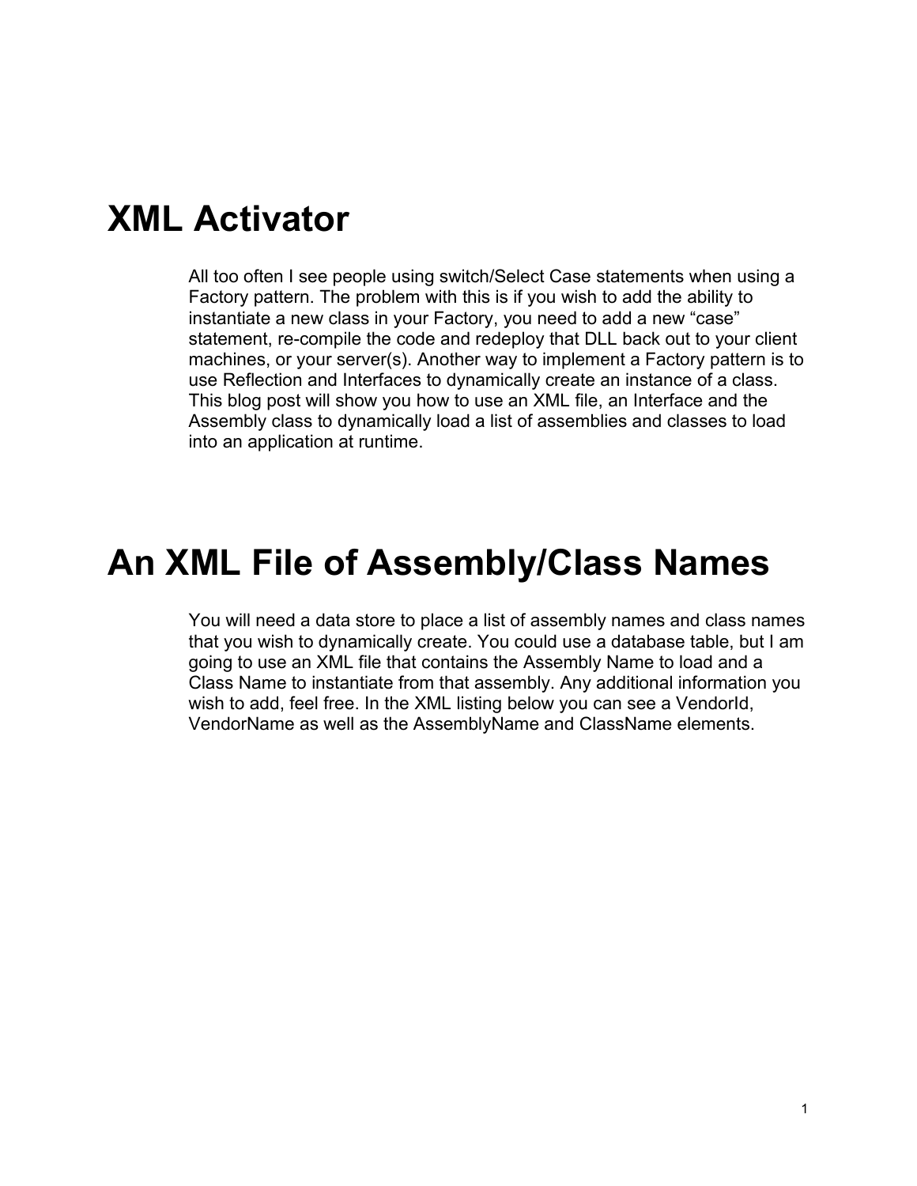# XML Activator

All too often I see people using switch/Select Case statements when using a Factory pattern. The problem with this is if you wish to add the ability to instantiate a new class in your Factory, you need to add a new “case” statement, re-compile the code and redeploy that DLL back out to your client machines, or your server(s). Another way to implement a Factory pattern is to use Reflection and Interfaces to dynamically create an instance of a class. This blog post will show you how to use an XML file, an Interface and the Assembly class to dynamically load a list of assemblies and classes to load into an application at runtime.

# An XML File of Assembly/Class Names

You will need a data store to place a list of assembly names and class names that you wish to dynamically create. You could use a database table, but I am going to use an XML file that contains the Assembly Name to load and a Class Name to instantiate from that assembly. Any additional information you wish to add, feel free. In the XML listing below you can see a VendorId, VendorName as well as the AssemblyName and ClassName elements.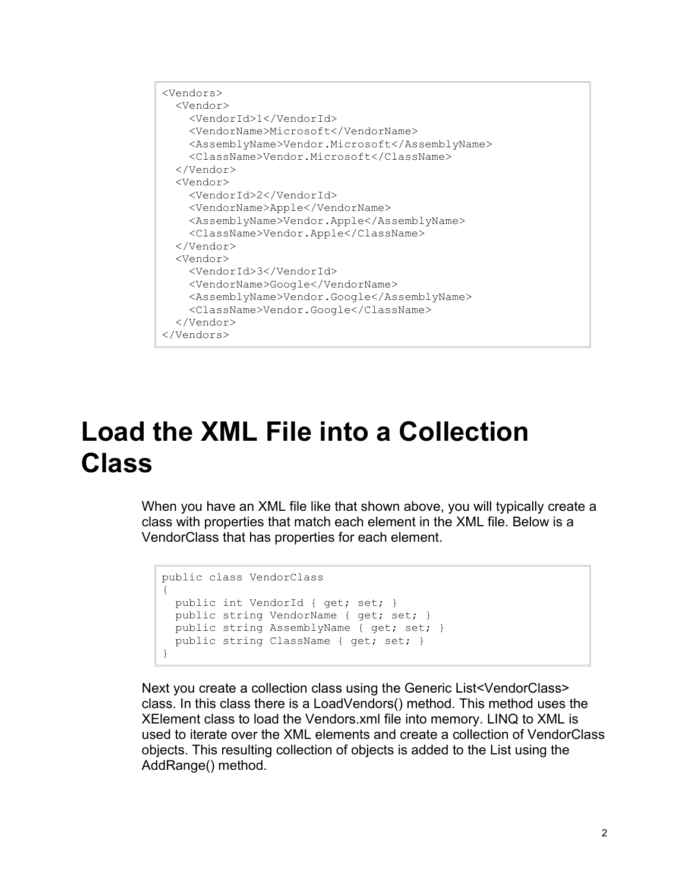```
<Vendors>
  <Vendor>
    <VendorId>1</VendorId>
    <VendorName>Microsoft</VendorName>
    <AssemblyName>Vendor.Microsoft</AssemblyName>
    <ClassName>Vendor.Microsoft</ClassName>
  </Vendor>
  <Vendor>
    <VendorId>2</VendorId>
    <VendorName>Apple</VendorName>
    <AssemblyName>Vendor.Apple</AssemblyName>
    <ClassName>Vendor.Apple</ClassName>
  </Vendor>
  <Vendor>
    <VendorId>3</VendorId>
    <VendorName>Google</VendorName>
    <AssemblyName>Vendor.Google</AssemblyName>
    <ClassName>Vendor.Google</ClassName>
  </Vendor>
</Vendors>
```

# Load the XML File into a Collection Class

When you have an XML file like that shown above, you will typically create a class with properties that match each element in the XML file. Below is a VendorClass that has properties for each element.

```
public class VendorClass
{
  public int VendorId { get; set; }
  public string VendorName { get; set; }
  public string AssemblyName { get; set; }
  public string ClassName { get; set; }
}
```

Next you create a collection class using the Generic List<VendorClass> class. In this class there is a LoadVendors() method. This method uses the XElement class to load the Vendors.xml file into memory. LINQ to XML is used to iterate over the XML elements and create a collection of VendorClass objects. This resulting collection of objects is added to the List using the AddRange() method.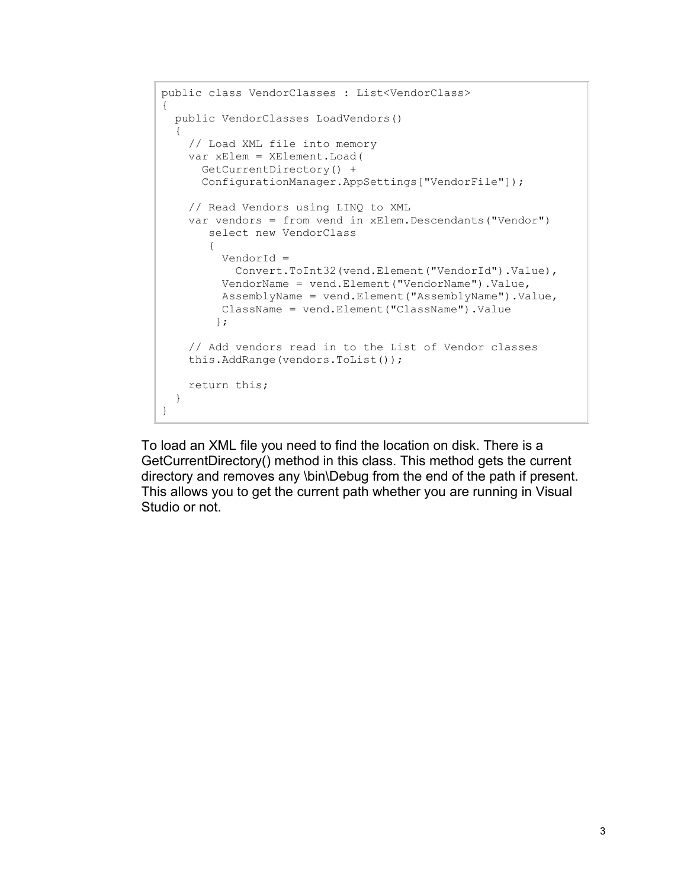```
public class VendorClasses : List<VendorClass>
{
  public VendorClasses LoadVendors()
  {
    // Load XML file into memory
    var xElem = XElement.Load(
      GetCurrentDirectory() +
      ConfigurationManager.AppSettings["VendorFile"]);

    // Read Vendors using LINQ to XML
    var vendors = from vend in xElem.Descendants("Vendor")
       select new VendorClass
       {
         VendorId =
           Convert.ToInt32(vend.Element("VendorId").Value),
         VendorName = vend.Element("VendorName").Value,
         AssemblyName = vend.Element("AssemblyName").Value,
         ClassName = vend.Element("ClassName").Value
        };

    // Add vendors read in to the List of Vendor classes
    this.AddRange(vendors.ToList());

    return this;
  }
}
```

To load an XML file you need to find the location on disk. There is a GetCurrentDirectory() method in this class. This method gets the current directory and removes any \bin\Debug from the end of the path if present. This allows you to get the current path whether you are running in Visual Studio or not.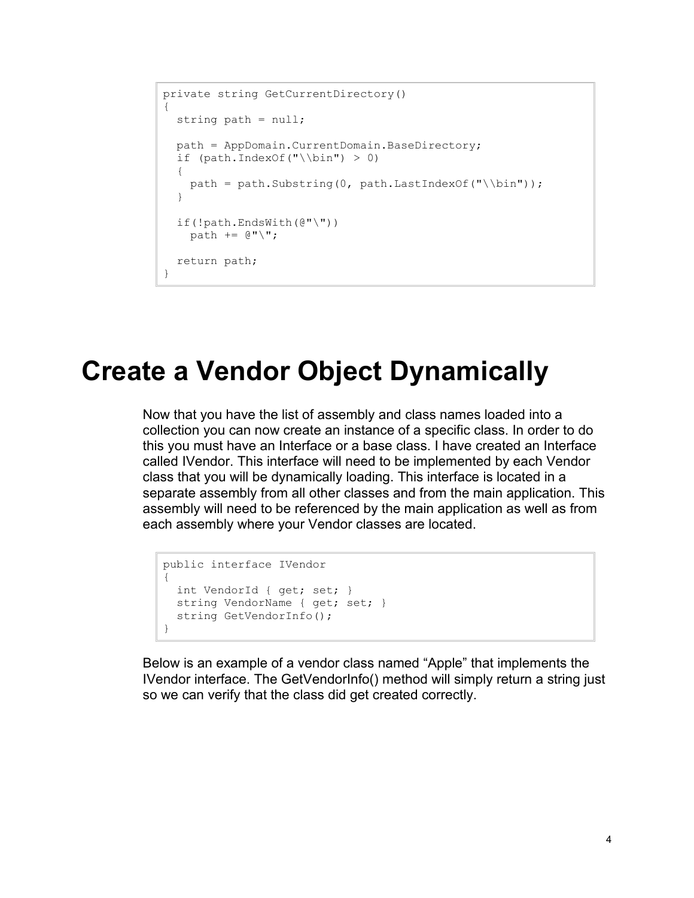```
private string GetCurrentDirectory()
{
  string path = null;

  path = AppDomain.CurrentDomain.BaseDirectory;
  if (path.IndexOf("\\bin") > 0)
  {
    path = path.Substring(0, path.LastIndexOf("\\bin"));
  }

  if(!path.EndsWith(@"\"))
    path += @"\";

  return path;
}
```

# Create a Vendor Object Dynamically

Now that you have the list of assembly and class names loaded into a collection you can now create an instance of a specific class. In order to do this you must have an Interface or a base class. I have created an Interface called IVendor. This interface will need to be implemented by each Vendor class that you will be dynamically loading. This interface is located in a separate assembly from all other classes and from the main application. This assembly will need to be referenced by the main application as well as from each assembly where your Vendor classes are located.

```
public interface IVendor
{
  int VendorId { get; set; }
  string VendorName { get; set; }
  string GetVendorInfo();
}
```

Below is an example of a vendor class named “Apple” that implements the IVendor interface. The GetVendorInfo() method will simply return a string just so we can verify that the class did get created correctly.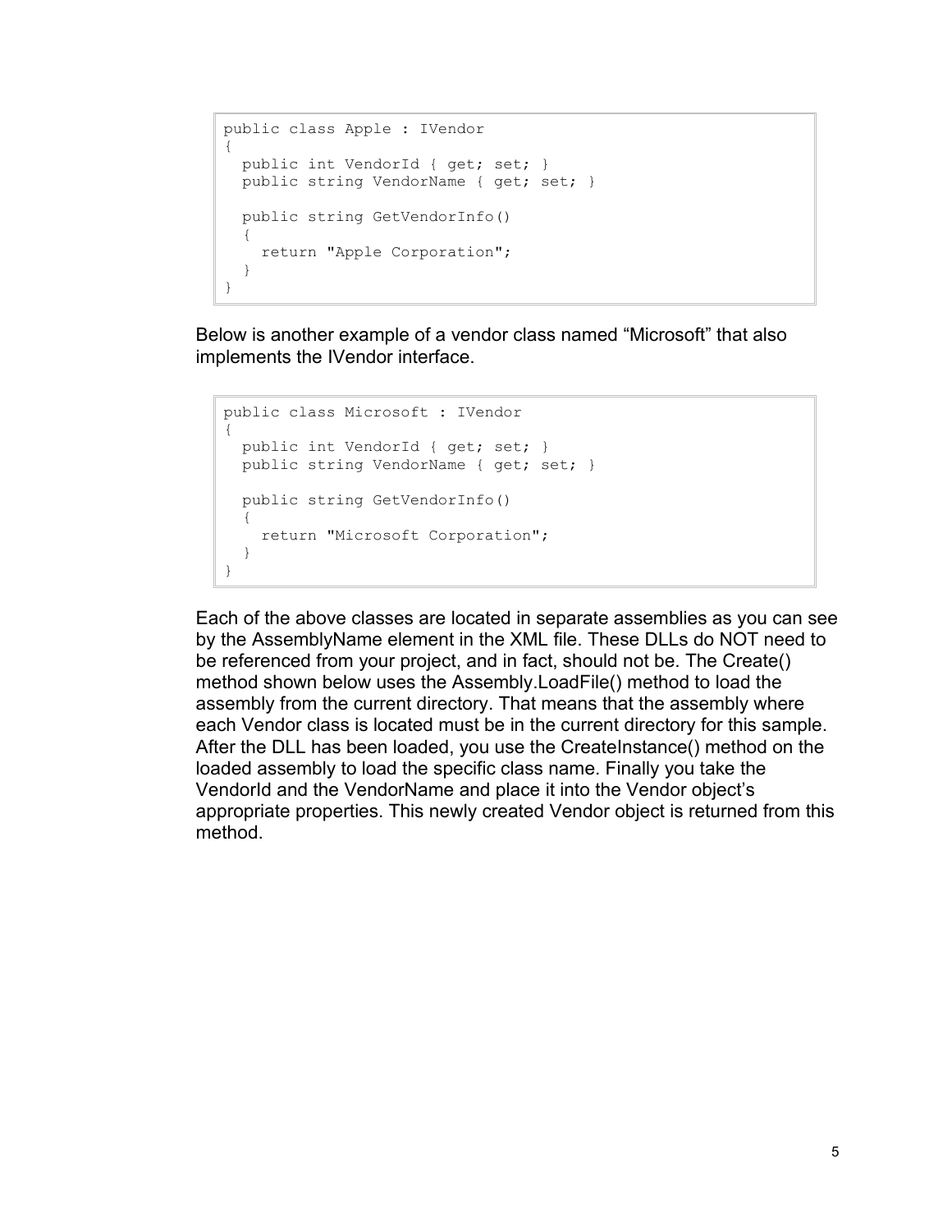```
public class Apple : IVendor
{
  public int VendorId { get; set; }
  public string VendorName { get; set; }

  public string GetVendorInfo()
  {
    return "Apple Corporation";
  }
}
```

Below is another example of a vendor class named "Microsoft" that also implements the IVendor interface.

```
public class Microsoft : IVendor
{
  public int VendorId { get; set; }
  public string VendorName { get; set; }

  public string GetVendorInfo()
  {
    return "Microsoft Corporation";
  }
}
```

Each of the above classes are located in separate assemblies as you can see by the AssemblyName element in the XML file. These DLLs do NOT need to be referenced from your project, and in fact, should not be. The Create() method shown below uses the Assembly.LoadFile() method to load the assembly from the current directory. That means that the assembly where each Vendor class is located must be in the current directory for this sample. After the DLL has been loaded, you use the CreateInstance() method on the loaded assembly to load the specific class name. Finally you take the VendorId and the VendorName and place it into the Vendor object's appropriate properties. This newly created Vendor object is returned from this method.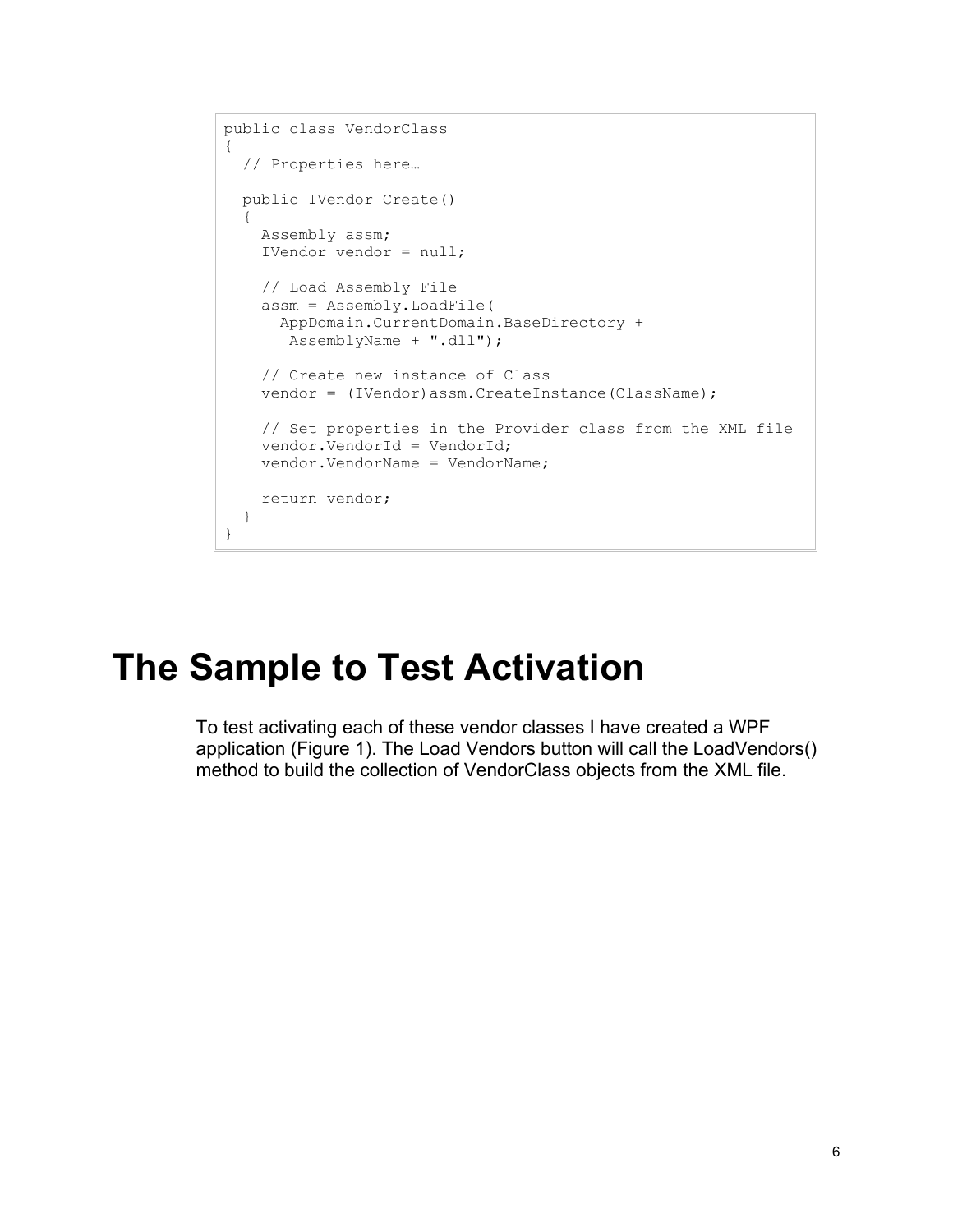```
public class VendorClass
{
  // Properties here…

  public IVendor Create()
  {
    Assembly assm;
    IVendor vendor = null;

    // Load Assembly File
    assm = Assembly.LoadFile(
      AppDomain.CurrentDomain.BaseDirectory +
       AssemblyName + ".dll");

    // Create new instance of Class
    vendor = (IVendor)assm.CreateInstance(ClassName);

    // Set properties in the Provider class from the XML file
    vendor.VendorId = VendorId;
    vendor.VendorName = VendorName;

    return vendor;
  }
}
```

# The Sample to Test Activation

To test activating each of these vendor classes I have created a WPF application (Figure 1). The Load Vendors button will call the LoadVendors() method to build the collection of VendorClass objects from the XML file.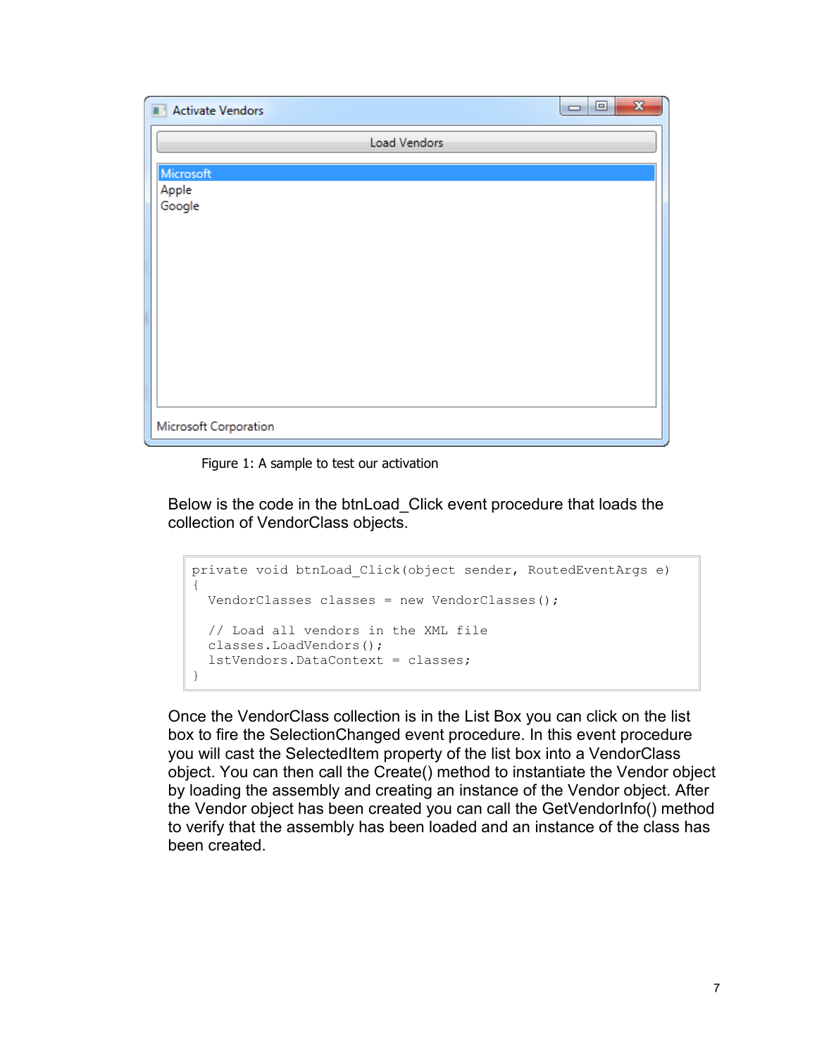Figure 1: A sample to test our activation

Below is the code in the btnLoad_Click event procedure that loads the collection of VendorClass objects.

```
private void btnLoad_Click(object sender, RoutedEventArgs e)
{
  VendorClasses classes = new VendorClasses();

  // Load all vendors in the XML file
  classes.LoadVendors();
  lstVendors.DataContext = classes;
}
```

Once the VendorClass collection is in the List Box you can click on the list box to fire the SelectionChanged event procedure. In this event procedure you will cast the SelectedItem property of the list box into a VendorClass object. You can then call the Create() method to instantiate the Vendor object by loading the assembly and creating an instance of the Vendor object. After the Vendor object has been created you can call the GetVendorInfo() method to verify that the assembly has been loaded and an instance of the class has been created.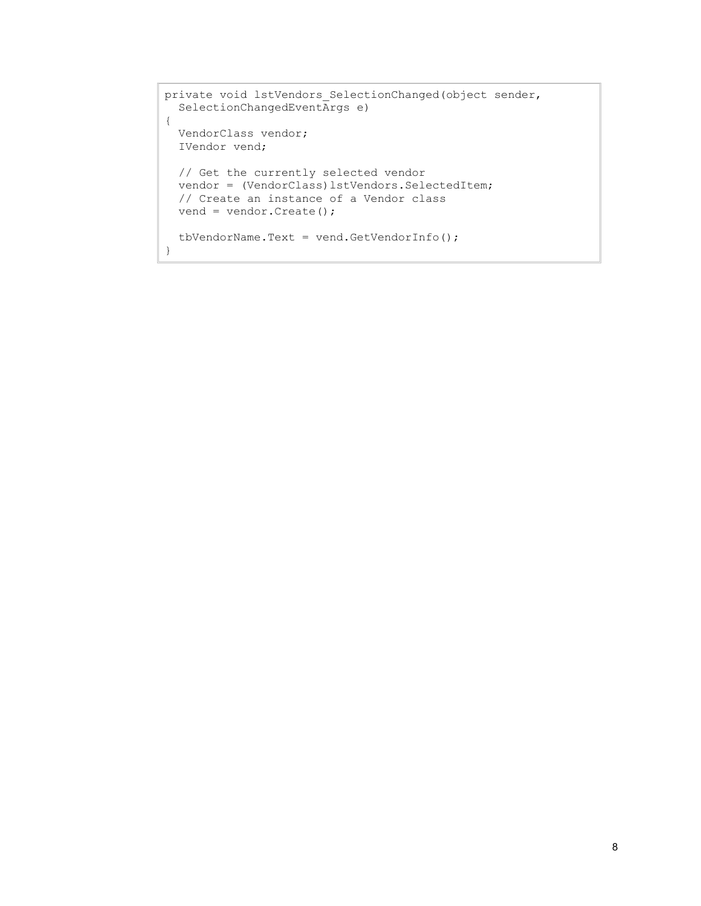```
private void lstVendors_SelectionChanged(object sender,
  SelectionChangedEventArgs e)
{
  VendorClass vendor;
  IVendor vend;

  // Get the currently selected vendor
  vendor = (VendorClass)lstVendors.SelectedItem;
  // Create an instance of a Vendor class
  vend = vendor.Create();

  tbVendorName.Text = vend.GetVendorInfo();
}
```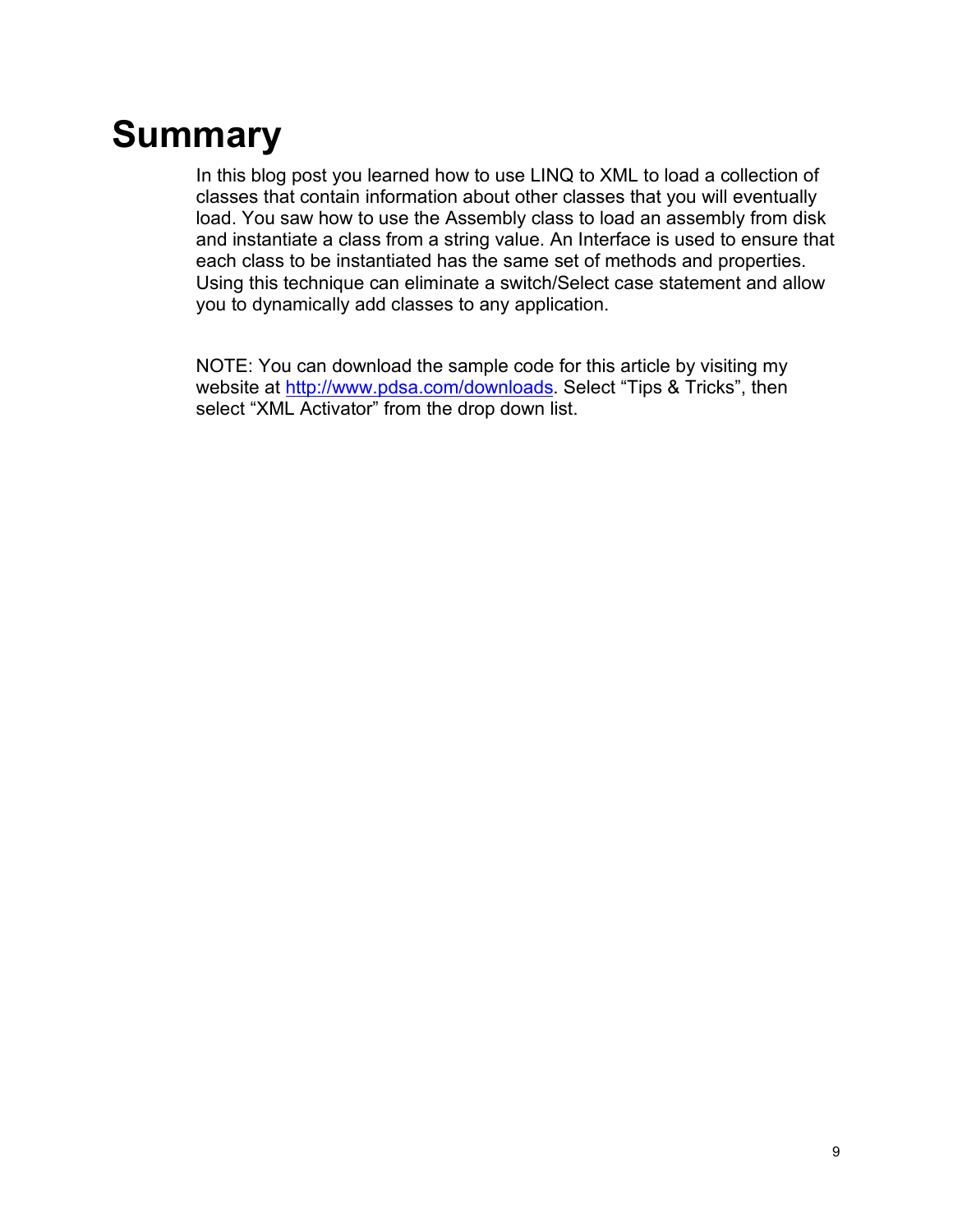# Summary

In this blog post you learned how to use LINQ to XML to load a collection of classes that contain information about other classes that you will eventually load. You saw how to use the Assembly class to load an assembly from disk and instantiate a class from a string value. An Interface is used to ensure that each class to be instantiated has the same set of methods and properties. Using this technique can eliminate a switch/Select case statement and allow you to dynamically add classes to any application.

NOTE: You can download the sample code for this article by visiting my website at [http://www.pdsa.com/downloads](http://www.pdsa.com/downloads). Select “Tips & Tricks”, then select “XML Activator” from the drop down list.